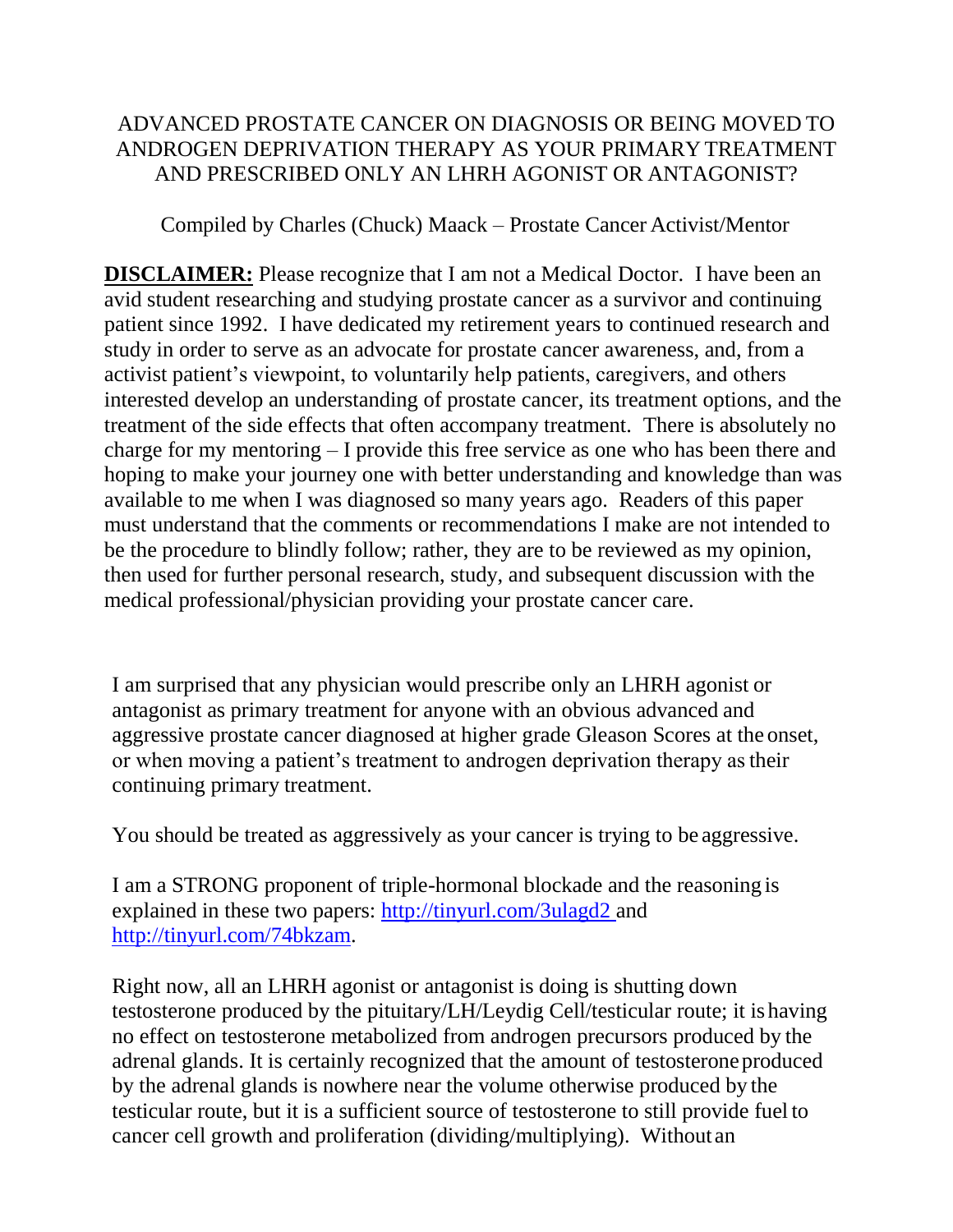# ADVANCED PROSTATE CANCER ON DIAGNOSIS OR BEING MOVED TO ANDROGEN DEPRIVATION THERAPY AS YOUR PRIMARY TREATMENT AND PRESCRIBED ONLY AN LHRH AGONIST OR ANTAGONIST?

Compiled by Charles (Chuck) Maack – Prostate Cancer Activist/Mentor

**DISCLAIMER:** Please recognize that I am not a Medical Doctor. I have been an avid student researching and studying prostate cancer as a survivor and continuing patient since 1992. I have dedicated my retirement years to continued research and study in order to serve as an advocate for prostate cancer awareness, and, from a activist patient's viewpoint, to voluntarily help patients, caregivers, and others interested develop an understanding of prostate cancer, its treatment options, and the treatment of the side effects that often accompany treatment. There is absolutely no charge for my mentoring – I provide this free service as one who has been there and hoping to make your journey one with better understanding and knowledge than was available to me when I was diagnosed so many years ago. Readers of this paper must understand that the comments or recommendations I make are not intended to be the procedure to blindly follow; rather, they are to be reviewed as my opinion, then used for further personal research, study, and subsequent discussion with the medical professional/physician providing your prostate cancer care.

I am surprised that any physician would prescribe only an LHRH agonist or antagonist as primary treatment for anyone with an obvious advanced and aggressive prostate cancer diagnosed at higher grade Gleason Scores at the onset, or when moving a patient's treatment to androgen deprivation therapy as their continuing primary treatment.

You should be treated as aggressively as your cancer is trying to be aggressive.

I am a STRONG proponent of triple-hormonal blockade and the reasoning is explained in these two papers: [http://tinyurl.com/3ulagd2](http://tinyurl.com/3ulagd2) and [http://tinyurl.com/74bkzam](http://tinyurl.com/74bkzam).

Right now, all an LHRH agonist or antagonist is doing is shutting down testosterone produced by the pituitary/LH/Leydig Cell/testicular route; it is having no effect on testosterone metabolized from androgen precursors produced by the adrenal glands. It is certainly recognized that the amount of testosterone produced by the adrenal glands is nowhere near the volume otherwise produced by the testicular route, but it is a sufficient source of testosterone to still provide fuel to cancer cell growth and proliferation (dividing/multiplying). Without an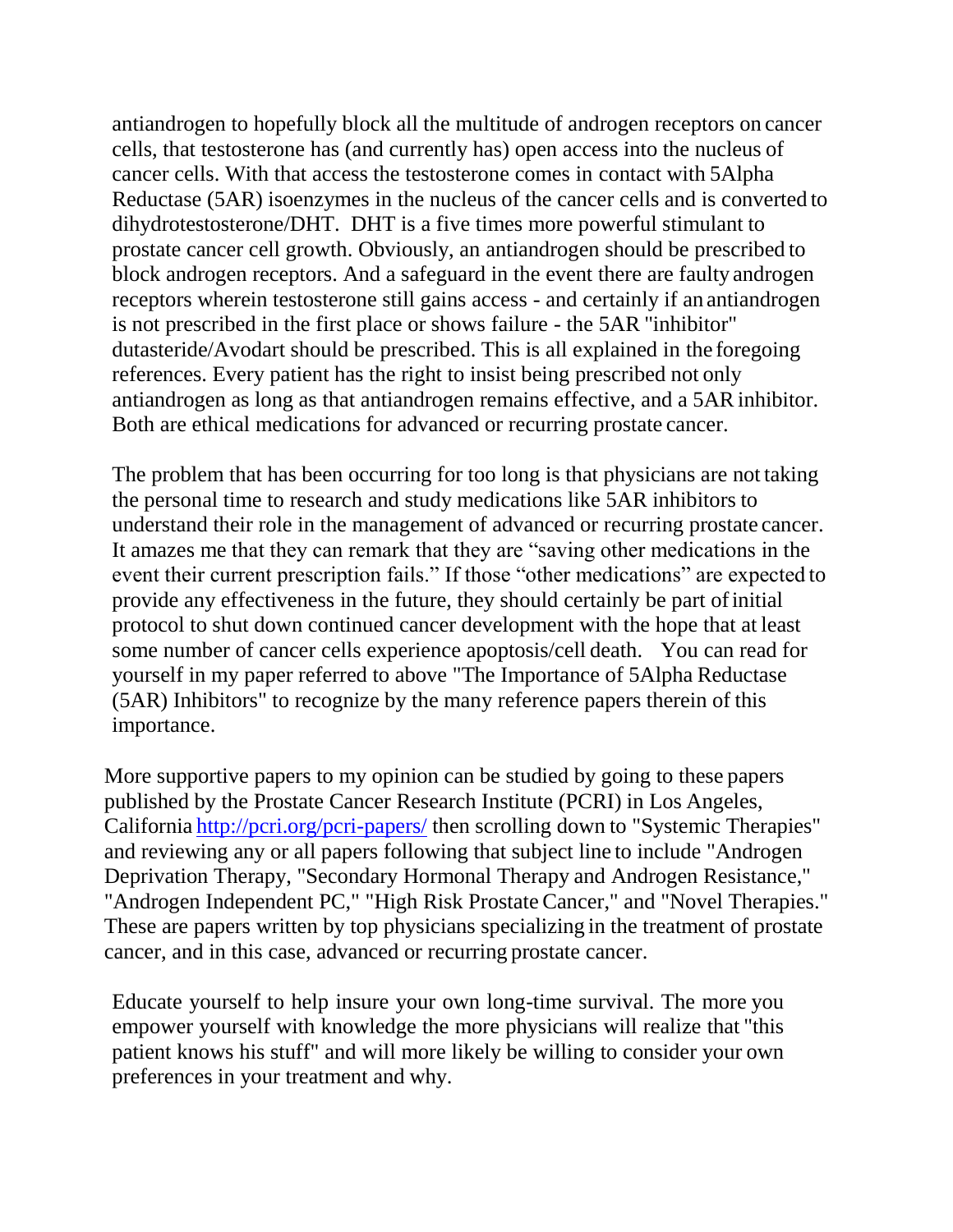antiandrogen to hopefully block all the multitude of androgen receptors on cancer cells, that testosterone has (and currently has) open access into the nucleus of cancer cells. With that access the testosterone comes in contact with 5Alpha Reductase (5AR) isoenzymes in the nucleus of the cancer cells and is converted to dihydrotestosterone/DHT. DHT is a five times more powerful stimulant to prostate cancer cell growth. Obviously, an antiandrogen should be prescribed to block androgen receptors. And a safeguard in the event there are faulty androgen receptors wherein testosterone still gains access - and certainly if an antiandrogen is not prescribed in the first place or shows failure - the 5AR "inhibitor" dutasteride/Avodart should be prescribed. This is all explained in the foregoing references. Every patient has the right to insist being prescribed not only antiandrogen as long as that antiandrogen remains effective, and a 5AR inhibitor. Both are ethical medications for advanced or recurring prostate cancer.

The problem that has been occurring for too long is that physicians are not taking the personal time to research and study medications like 5AR inhibitors to understand their role in the management of advanced or recurring prostate cancer. It amazes me that they can remark that they are "saving other medications in the event their current prescription fails." If those "other medications" are expected to provide any effectiveness in the future, they should certainly be part of initial protocol to shut down continued cancer development with the hope that at least some number of cancer cells experience apoptosis/cell death. You can read for yourself in my paper referred to above "The Importance of 5Alpha Reductase (5AR) Inhibitors" to recognize by the many reference papers therein of this importance.

More supportive papers to my opinion can be studied by going to these papers published by the Prostate Cancer Research Institute (PCRI) in Los Angeles, California http://pcri.org/pcri-papers/ then scrolling down to "Systemic Therapies" and reviewing any or all papers following that subject line to include "Androgen Deprivation Therapy, "Secondary Hormonal Therapy and Androgen Resistance," "Androgen Independent PC," "High Risk Prostate Cancer," and "Novel Therapies." These are papers written by top physicians specializing in the treatment of prostate cancer, and in this case, advanced or recurring prostate cancer.

Educate yourself to help insure your own long-time survival. The more you empower yourself with knowledge the more physicians will realize that "this patient knows his stuff" and will more likely be willing to consider your own preferences in your treatment and why.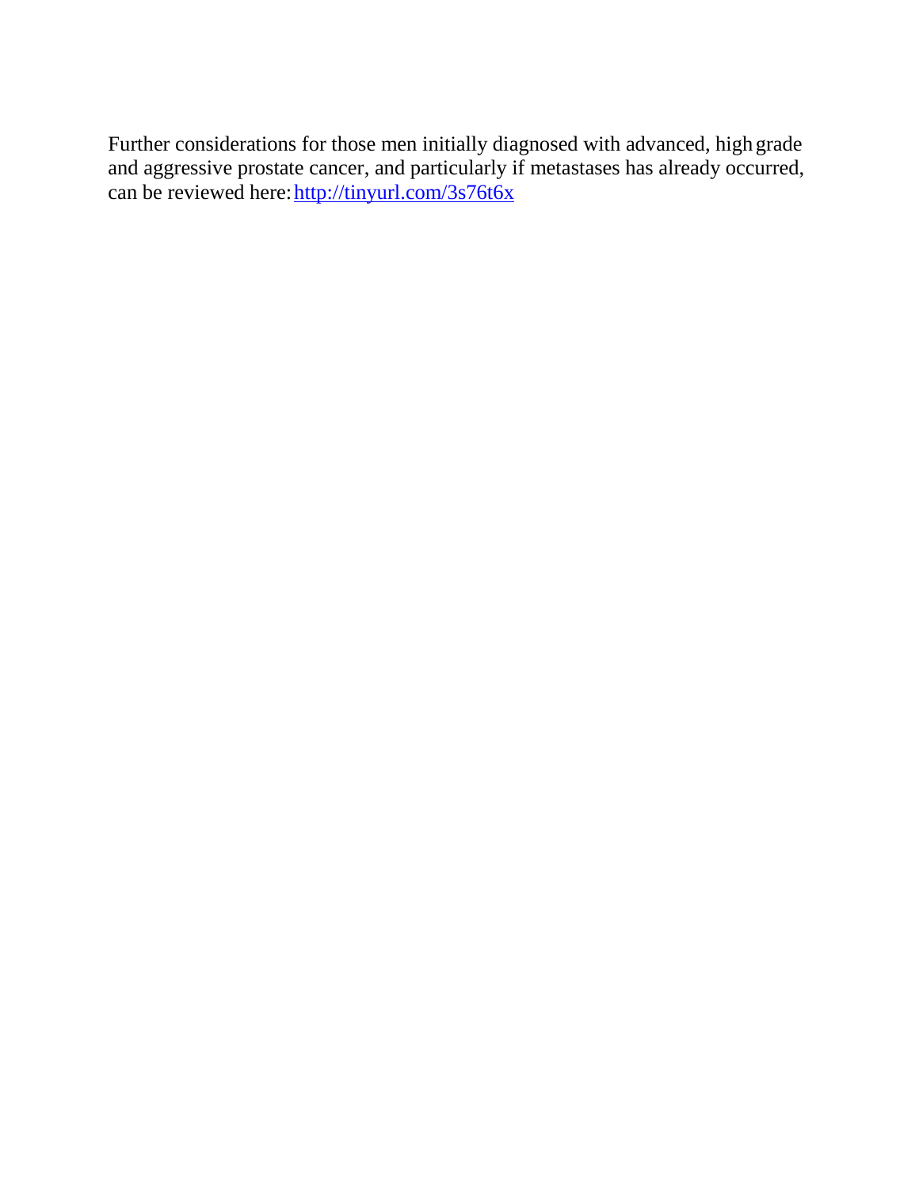Further considerations for those men initially diagnosed with advanced, high grade and aggressive prostate cancer, and particularly if metastases has already occurred, can be reviewed here: [http://tinyurl.com/3s76t6x](http://tinyurl.com/3s76t6x)